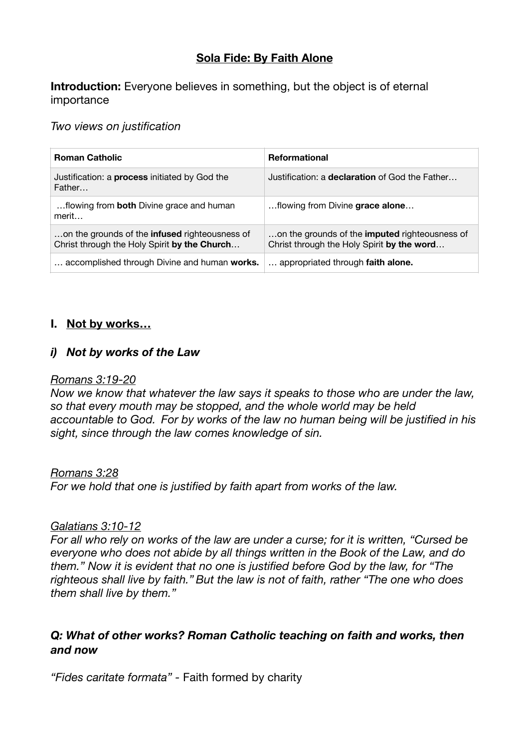# Sola Fide: By Faith Alone

**Introduction:** Everyone believes in something, but the object is of eternal importance

*Two views on justification*

| **Roman Catholic** | **Reformational** |
|---|---|
| Justification: a **process** initiated by God the Father… | Justification: a **declaration** of God the Father… |
| …flowing from **both** Divine grace and human merit… | …flowing from Divine **grace alone**… |
| …on the grounds of the **infused** righteousness of Christ through the Holy Spirit **by the Church**… | …on the grounds of the **imputed** righteousness of Christ through the Holy Spirit **by the word**… |
| … accomplished through Divine and human **works.** | … appropriated through **faith alone.** |

## I. Not by works…

### *i) Not by works of the Law*

*Romans 3:19-20*
*Now we know that whatever the law says it speaks to those who are under the law, so that every mouth may be stopped, and the whole world may be held accountable to God. For by works of the law no human being will be justified in his sight, since through the law comes knowledge of sin.*

*Romans 3:28*
*For we hold that one is justified by faith apart from works of the law.*

*Galatians 3:10-12*
*For all who rely on works of the law are under a curse; for it is written, "Cursed be everyone who does not abide by all things written in the Book of the Law, and do them." Now it is evident that no one is justified before God by the law, for "The righteous shall live by faith." But the law is not of faith, rather "The one who does them shall live by them."*

### *Q: What of other works? Roman Catholic teaching on faith and works, then and now*

*"Fides caritate formata"* - Faith formed by charity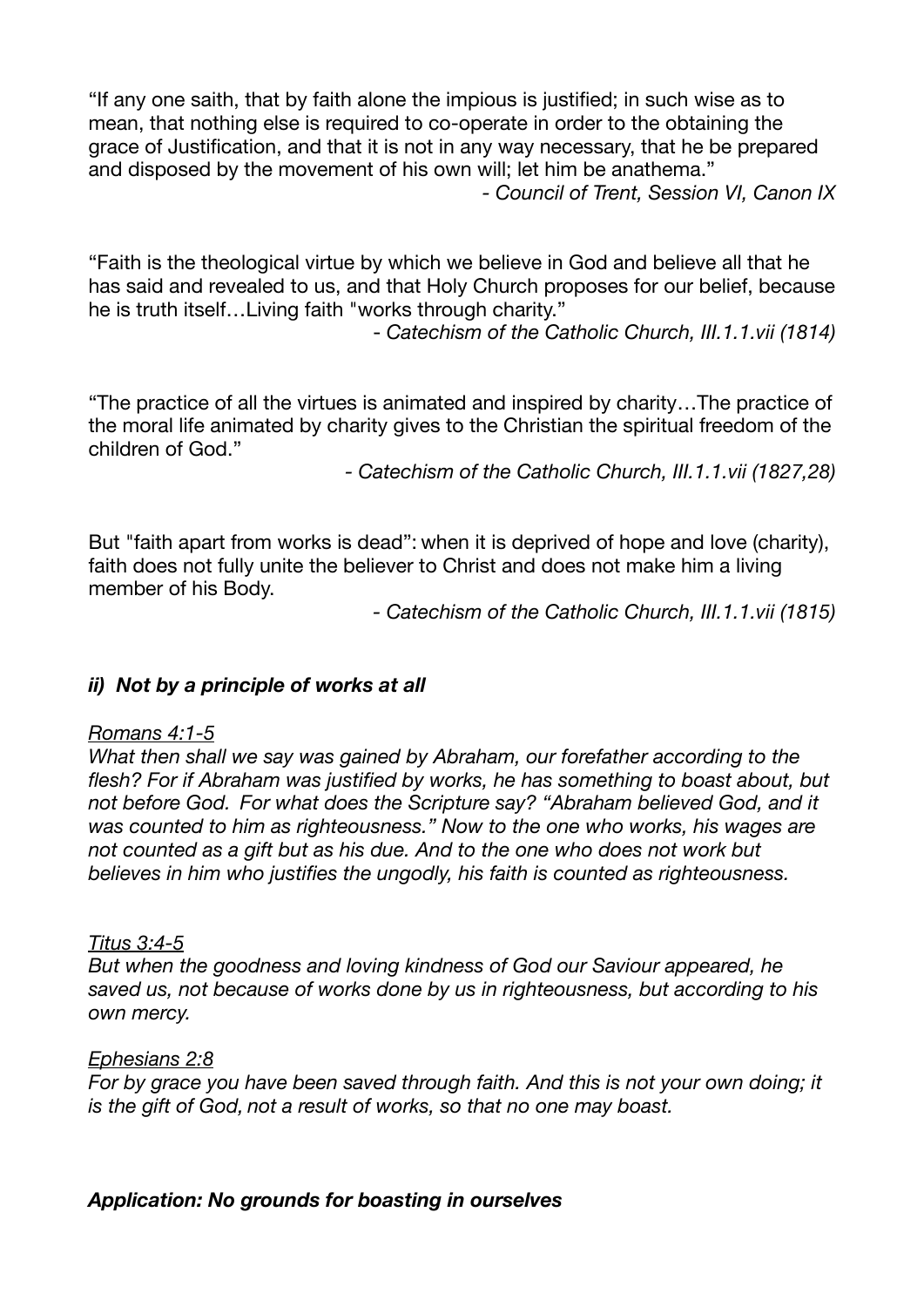"If any one saith, that by faith alone the impious is justified; in such wise as to mean, that nothing else is required to co-operate in order to the obtaining the grace of Justification, and that it is not in any way necessary, that he be prepared and disposed by the movement of his own will; let him be anathema."

*- Council of Trent, Session VI, Canon IX*

"Faith is the theological virtue by which we believe in God and believe all that he has said and revealed to us, and that Holy Church proposes for our belief, because he is truth itself…Living faith "works through charity."

*- Catechism of the Catholic Church, III.1.1.vii (1814)*

"The practice of all the virtues is animated and inspired by charity…The practice of the moral life animated by charity gives to the Christian the spiritual freedom of the children of God."

*- Catechism of the Catholic Church, III.1.1.vii (1827,28)*

But "faith apart from works is dead": when it is deprived of hope and love (charity), faith does not fully unite the believer to Christ and does not make him a living member of his Body.

*- Catechism of the Catholic Church, III.1.1.vii (1815)*

### *ii) Not by a principle of works at all*

*Romans 4:1-5*

*What then shall we say was gained by Abraham, our forefather according to the flesh? For if Abraham was justified by works, he has something to boast about, but not before God. For what does the Scripture say? "Abraham believed God, and it was counted to him as righteousness." Now to the one who works, his wages are not counted as a gift but as his due. And to the one who does not work but believes in him who justifies the ungodly, his faith is counted as righteousness.*

*Titus 3:4-5*

*But when the goodness and loving kindness of God our Saviour appeared, he saved us, not because of works done by us in righteousness, but according to his own mercy.*

*Ephesians 2:8*

*For by grace you have been saved through faith. And this is not your own doing; it is the gift of God, not a result of works, so that no one may boast.*

### *Application: No grounds for boasting in ourselves*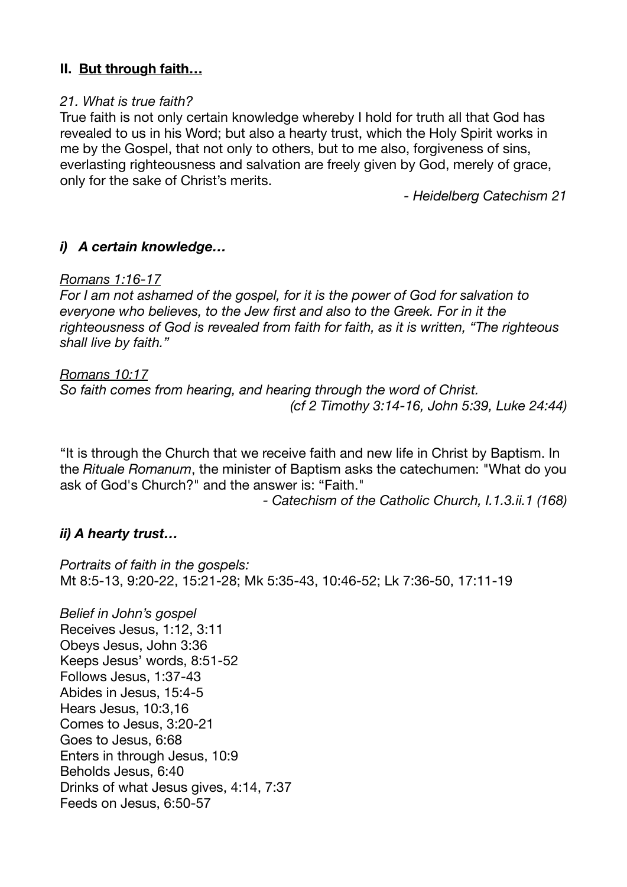## **II. <u>But through faith…</u>**

*21. What is true faith?*

True faith is not only certain knowledge whereby I hold for truth all that God has revealed to us in his Word; but also a hearty trust, which the Holy Spirit works in me by the Gospel, that not only to others, but to me also, forgiveness of sins, everlasting righteousness and salvation are freely given by God, merely of grace, only for the sake of Christ's merits.

*- Heidelberg Catechism 21*

### ***i) A certain knowledge…***

*<u>Romans 1:16-17</u>*

*For I am not ashamed of the gospel, for it is the power of God for salvation to everyone who believes, to the Jew first and also to the Greek. For in it the righteousness of God is revealed from faith for faith, as it is written, "The righteous shall live by faith."*

*<u>Romans 10:17</u>*

*So faith comes from hearing, and hearing through the word of Christ.*

*(cf 2 Timothy 3:14-16, John 5:39, Luke 24:44)*

"It is through the Church that we receive faith and new life in Christ by Baptism. In the *Rituale Romanum*, the minister of Baptism asks the catechumen: "What do you ask of God's Church?" and the answer is: "Faith."

*- Catechism of the Catholic Church, I.1.3.ii.1 (168)*

### ***ii) A hearty trust…***

*Portraits of faith in the gospels:*

Mt 8:5-13, 9:20-22, 15:21-28; Mk 5:35-43, 10:46-52; Lk 7:36-50, 17:11-19

*Belief in John's gospel*

Receives Jesus, 1:12, 3:11
Obeys Jesus, John 3:36
Keeps Jesus' words, 8:51-52
Follows Jesus, 1:37-43
Abides in Jesus, 15:4-5
Hears Jesus, 10:3,16
Comes to Jesus, 3:20-21
Goes to Jesus, 6:68
Enters in through Jesus, 10:9
Beholds Jesus, 6:40
Drinks of what Jesus gives, 4:14, 7:37
Feeds on Jesus, 6:50-57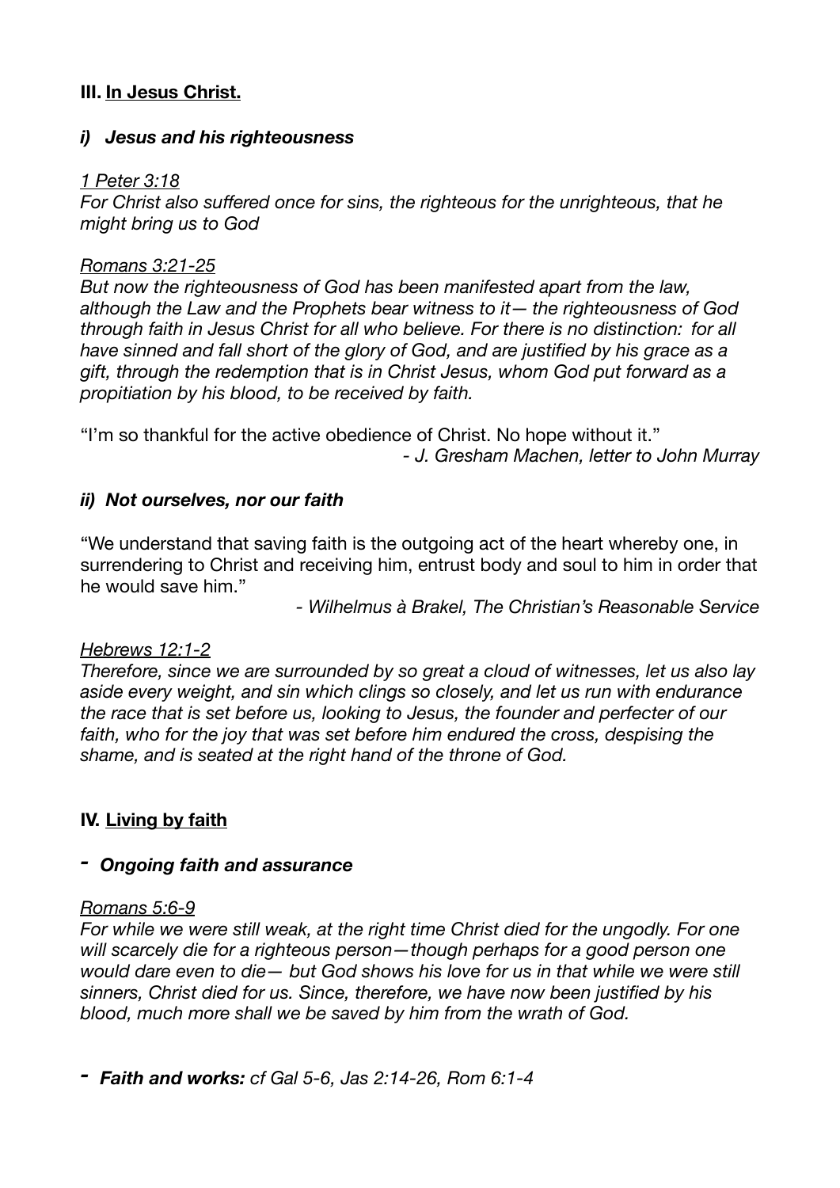## **III. <u>In Jesus Christ.</u>**

### ***i) Jesus and his righteousness***

*<u>1 Peter 3:18</u>*
*For Christ also suffered once for sins, the righteous for the unrighteous, that he might bring us to God*

*<u>Romans 3:21-25</u>*
*But now the righteousness of God has been manifested apart from the law, although the Law and the Prophets bear witness to it— the righteousness of God through faith in Jesus Christ for all who believe. For there is no distinction: for all have sinned and fall short of the glory of God, and are justified by his grace as a gift, through the redemption that is in Christ Jesus, whom God put forward as a propitiation by his blood, to be received by faith.*

"I'm so thankful for the active obedience of Christ. No hope without it."
*- J. Gresham Machen, letter to John Murray*

### ***ii) Not ourselves, nor our faith***

"We understand that saving faith is the outgoing act of the heart whereby one, in surrendering to Christ and receiving him, entrust body and soul to him in order that he would save him."
*- Wilhelmus à Brakel, The Christian's Reasonable Service*

*<u>Hebrews 12:1-2</u>*
*Therefore, since we are surrounded by so great a cloud of witnesses, let us also lay aside every weight, and sin which clings so closely, and let us run with endurance the race that is set before us, looking to Jesus, the founder and perfecter of our faith, who for the joy that was set before him endured the cross, despising the shame, and is seated at the right hand of the throne of God.*

## **IV. <u>Living by faith</u>**

### ***- Ongoing faith and assurance***

*<u>Romans 5:6-9</u>*
*For while we were still weak, at the right time Christ died for the ungodly. For one will scarcely die for a righteous person—though perhaps for a good person one would dare even to die— but God shows his love for us in that while we were still sinners, Christ died for us. Since, therefore, we have now been justified by his blood, much more shall we be saved by him from the wrath of God.*

### ***- Faith and works:*** *cf Gal 5-6, Jas 2:14-26, Rom 6:1-4*